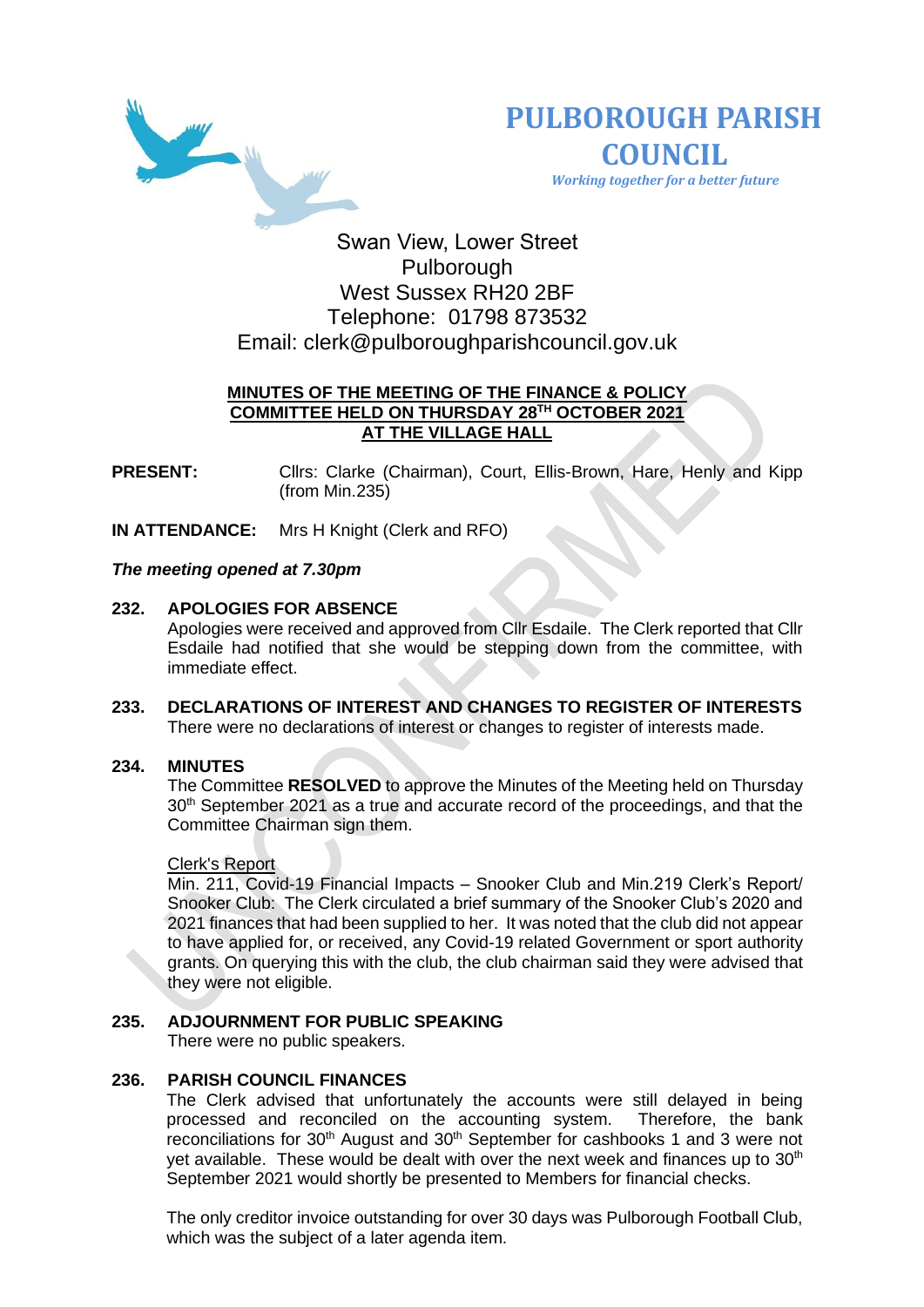# PULBOROUGH PARISH COUNCIL

*Working together for a better future*

Swan View, Lower Street
Pulborough
West Sussex RH20 2BF
Telephone: 01798 873532
Email: clerk@pulboroughparishcouncil.gov.uk

**MINUTES OF THE MEETING OF THE FINANCE & POLICY COMMITTEE HELD ON THURSDAY 28TH OCTOBER 2021 AT THE VILLAGE HALL**

**PRESENT:** Cllrs: Clarke (Chairman), Court, Ellis-Brown, Hare, Henly and Kipp (from Min.235)

**IN ATTENDANCE:** Mrs H Knight (Clerk and RFO)

***The meeting opened at 7.30pm***

**232. APOLOGIES FOR ABSENCE**

Apologies were received and approved from Cllr Esdaile. The Clerk reported that Cllr Esdaile had notified that she would be stepping down from the committee, with immediate effect.

**233. DECLARATIONS OF INTEREST AND CHANGES TO REGISTER OF INTERESTS**

There were no declarations of interest or changes to register of interests made.

**234. MINUTES**

The Committee **RESOLVED** to approve the Minutes of the Meeting held on Thursday 30th September 2021 as a true and accurate record of the proceedings, and that the Committee Chairman sign them.

Clerk's Report

Min. 211, Covid-19 Financial Impacts – Snooker Club and Min.219 Clerk's Report/ Snooker Club: The Clerk circulated a brief summary of the Snooker Club's 2020 and 2021 finances that had been supplied to her. It was noted that the club did not appear to have applied for, or received, any Covid-19 related Government or sport authority grants. On querying this with the club, the club chairman said they were advised that they were not eligible.

**235. ADJOURNMENT FOR PUBLIC SPEAKING**

There were no public speakers.

**236. PARISH COUNCIL FINANCES**

The Clerk advised that unfortunately the accounts were still delayed in being processed and reconciled on the accounting system. Therefore, the bank reconciliations for 30th August and 30th September for cashbooks 1 and 3 were not yet available. These would be dealt with over the next week and finances up to 30th September 2021 would shortly be presented to Members for financial checks.

The only creditor invoice outstanding for over 30 days was Pulborough Football Club, which was the subject of a later agenda item.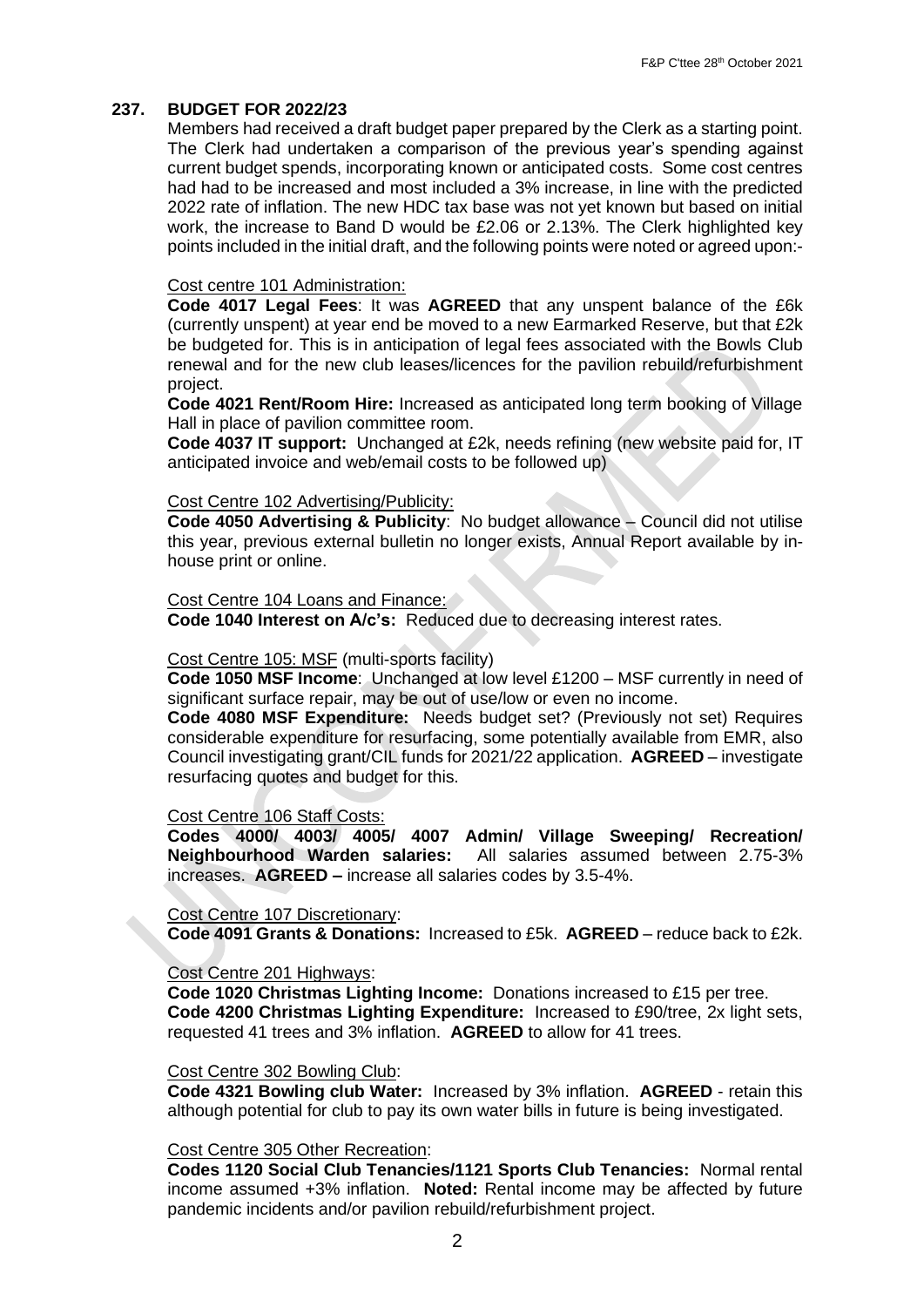## 237. BUDGET FOR 2022/23

Members had received a draft budget paper prepared by the Clerk as a starting point. The Clerk had undertaken a comparison of the previous year's spending against current budget spends, incorporating known or anticipated costs. Some cost centres had had to be increased and most included a 3% increase, in line with the predicted 2022 rate of inflation. The new HDC tax base was not yet known but based on initial work, the increase to Band D would be £2.06 or 2.13%. The Clerk highlighted key points included in the initial draft, and the following points were noted or agreed upon:-

Cost centre 101 Administration:

**Code 4017 Legal Fees**: It was **AGREED** that any unspent balance of the £6k (currently unspent) at year end be moved to a new Earmarked Reserve, but that £2k be budgeted for. This is in anticipation of legal fees associated with the Bowls Club renewal and for the new club leases/licences for the pavilion rebuild/refurbishment project.

**Code 4021 Rent/Room Hire:** Increased as anticipated long term booking of Village Hall in place of pavilion committee room.

**Code 4037 IT support:** Unchanged at £2k, needs refining (new website paid for, IT anticipated invoice and web/email costs to be followed up)

Cost Centre 102 Advertising/Publicity:

**Code 4050 Advertising & Publicity**: No budget allowance – Council did not utilise this year, previous external bulletin no longer exists, Annual Report available by in-house print or online.

Cost Centre 104 Loans and Finance:

**Code 1040 Interest on A/c's:** Reduced due to decreasing interest rates.

Cost Centre 105: MSF (multi-sports facility)

**Code 1050 MSF Income**: Unchanged at low level £1200 – MSF currently in need of significant surface repair, may be out of use/low or even no income.

**Code 4080 MSF Expenditure:** Needs budget set? (Previously not set) Requires considerable expenditure for resurfacing, some potentially available from EMR, also Council investigating grant/CIL funds for 2021/22 application. **AGREED** – investigate resurfacing quotes and budget for this.

Cost Centre 106 Staff Costs:

**Codes 4000/ 4003/ 4005/ 4007 Admin/ Village Sweeping/ Recreation/ Neighbourhood Warden salaries:** All salaries assumed between 2.75-3% increases. **AGREED –** increase all salaries codes by 3.5-4%.

Cost Centre 107 Discretionary:

**Code 4091 Grants & Donations:** Increased to £5k. **AGREED** – reduce back to £2k.

Cost Centre 201 Highways:

**Code 1020 Christmas Lighting Income:** Donations increased to £15 per tree.
**Code 4200 Christmas Lighting Expenditure:** Increased to £90/tree, 2x light sets, requested 41 trees and 3% inflation. **AGREED** to allow for 41 trees.

Cost Centre 302 Bowling Club:

**Code 4321 Bowling club Water:** Increased by 3% inflation. **AGREED** - retain this although potential for club to pay its own water bills in future is being investigated.

Cost Centre 305 Other Recreation:

**Codes 1120 Social Club Tenancies/1121 Sports Club Tenancies:** Normal rental income assumed +3% inflation. **Noted:** Rental income may be affected by future pandemic incidents and/or pavilion rebuild/refurbishment project.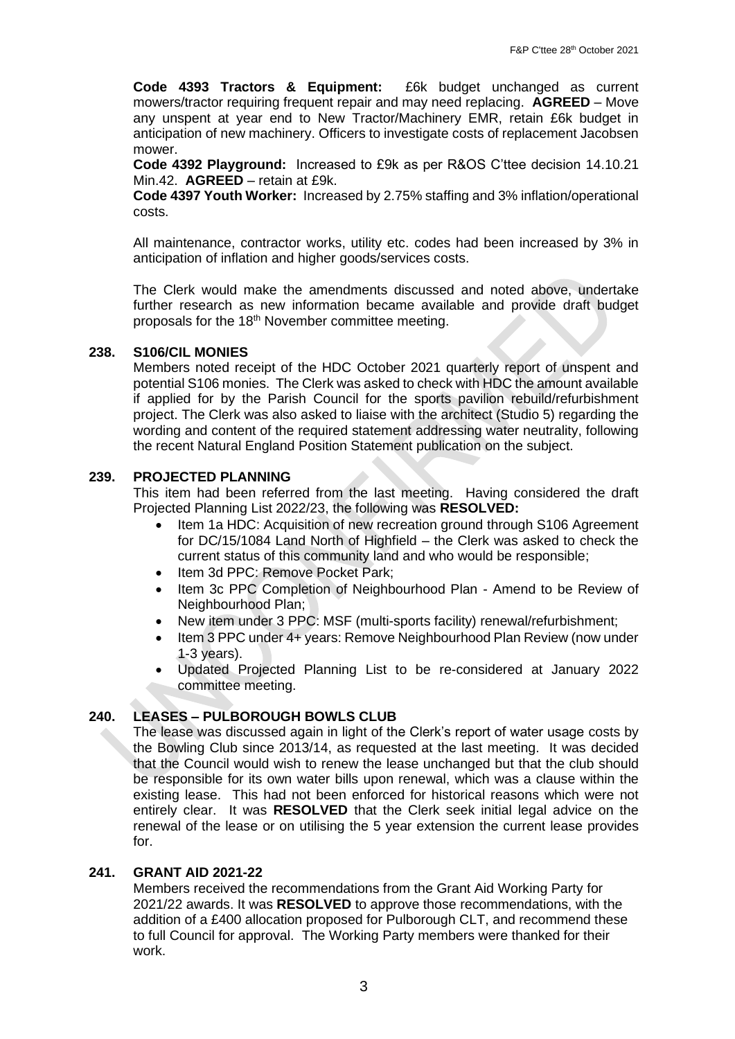**Code 4393 Tractors & Equipment:** £6k budget unchanged as current mowers/tractor requiring frequent repair and may need replacing. **AGREED** – Move any unspent at year end to New Tractor/Machinery EMR, retain £6k budget in anticipation of new machinery. Officers to investigate costs of replacement Jacobsen mower.

**Code 4392 Playground:** Increased to £9k as per R&OS C'ttee decision 14.10.21 Min.42. **AGREED** – retain at £9k.

**Code 4397 Youth Worker:** Increased by 2.75% staffing and 3% inflation/operational costs.

All maintenance, contractor works, utility etc. codes had been increased by 3% in anticipation of inflation and higher goods/services costs.

The Clerk would make the amendments discussed and noted above, undertake further research as new information became available and provide draft budget proposals for the 18th November committee meeting.

## 238. S106/CIL MONIES

Members noted receipt of the HDC October 2021 quarterly report of unspent and potential S106 monies. The Clerk was asked to check with HDC the amount available if applied for by the Parish Council for the sports pavilion rebuild/refurbishment project. The Clerk was also asked to liaise with the architect (Studio 5) regarding the wording and content of the required statement addressing water neutrality, following the recent Natural England Position Statement publication on the subject.

## 239. PROJECTED PLANNING

This item had been referred from the last meeting. Having considered the draft Projected Planning List 2022/23, the following was **RESOLVED:**

- Item 1a HDC: Acquisition of new recreation ground through S106 Agreement for DC/15/1084 Land North of Highfield – the Clerk was asked to check the current status of this community land and who would be responsible;
- Item 3d PPC: Remove Pocket Park;
- Item 3c PPC Completion of Neighbourhood Plan - Amend to be Review of Neighbourhood Plan;
- New item under 3 PPC: MSF (multi-sports facility) renewal/refurbishment;
- Item 3 PPC under 4+ years: Remove Neighbourhood Plan Review (now under 1-3 years).
- Updated Projected Planning List to be re-considered at January 2022 committee meeting.

## 240. LEASES – PULBOROUGH BOWLS CLUB

The lease was discussed again in light of the Clerk's report of water usage costs by the Bowling Club since 2013/14, as requested at the last meeting. It was decided that the Council would wish to renew the lease unchanged but that the club should be responsible for its own water bills upon renewal, which was a clause within the existing lease. This had not been enforced for historical reasons which were not entirely clear. It was **RESOLVED** that the Clerk seek initial legal advice on the renewal of the lease or on utilising the 5 year extension the current lease provides for.

## 241. GRANT AID 2021-22

Members received the recommendations from the Grant Aid Working Party for 2021/22 awards. It was **RESOLVED** to approve those recommendations, with the addition of a £400 allocation proposed for Pulborough CLT, and recommend these to full Council for approval. The Working Party members were thanked for their work.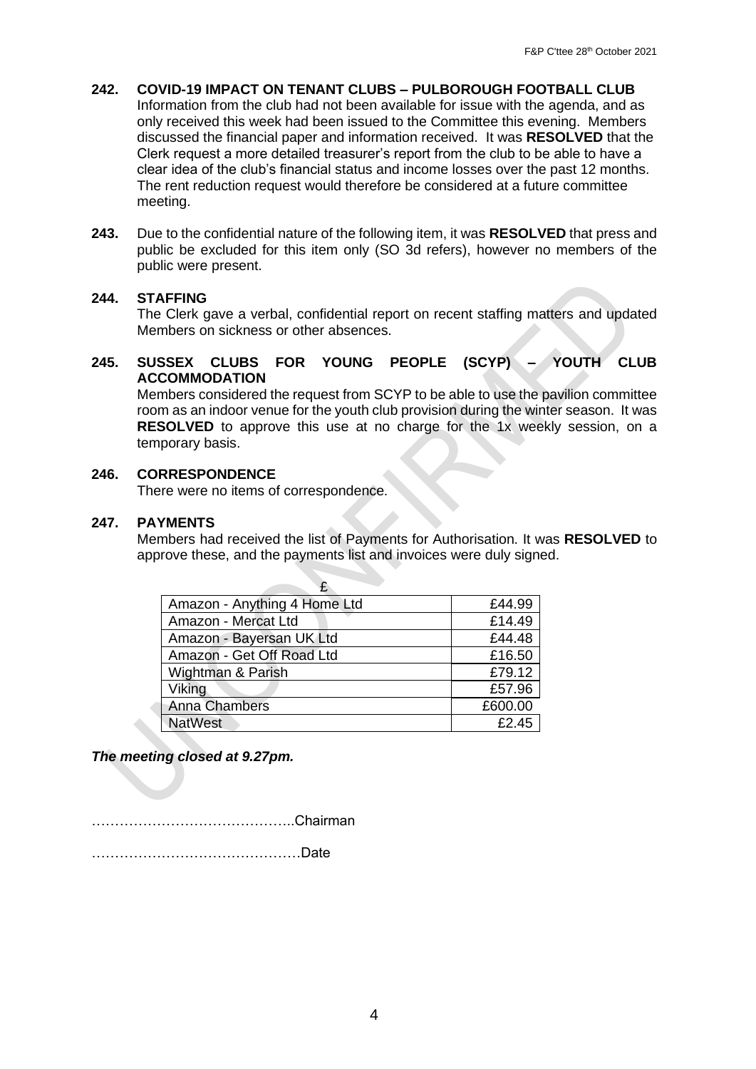**242. COVID-19 IMPACT ON TENANT CLUBS – PULBOROUGH FOOTBALL CLUB**
Information from the club had not been available for issue with the agenda, and as only received this week had been issued to the Committee this evening. Members discussed the financial paper and information received. It was **RESOLVED** that the Clerk request a more detailed treasurer's report from the club to be able to have a clear idea of the club's financial status and income losses over the past 12 months. The rent reduction request would therefore be considered at a future committee meeting.

**243.** Due to the confidential nature of the following item, it was **RESOLVED** that press and public be excluded for this item only (SO 3d refers), however no members of the public were present.

**244. STAFFING**
The Clerk gave a verbal, confidential report on recent staffing matters and updated Members on sickness or other absences.

**245. SUSSEX CLUBS FOR YOUNG PEOPLE (SCYP) – YOUTH CLUB ACCOMMODATION**
Members considered the request from SCYP to be able to use the pavilion committee room as an indoor venue for the youth club provision during the winter season. It was **RESOLVED** to approve this use at no charge for the 1x weekly session, on a temporary basis.

**246. CORRESPONDENCE**
There were no items of correspondence.

**247. PAYMENTS**
Members had received the list of Payments for Authorisation. It was **RESOLVED** to approve these, and the payments list and invoices were duly signed.

| £ | |
|---|---|
| Amazon - Anything 4 Home Ltd | £44.99 |
| Amazon - Mercat Ltd | £14.49 |
| Amazon - Bayersan UK Ltd | £44.48 |
| Amazon - Get Off Road Ltd | £16.50 |
| Wightman & Parish | £79.12 |
| Viking | £57.96 |
| Anna Chambers | £600.00 |
| NatWest | £2.45 |

***The meeting closed at 9.27pm.***

……………………………………..Chairman

………………………………………Date